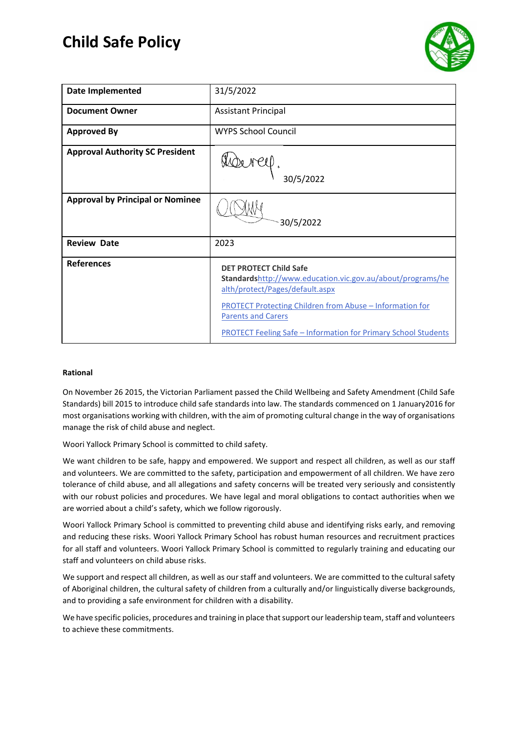# Child Safe Policy

| Date Implemented | 31/5/2022 |
|---|---|
| Document Owner | Assistant Principal |
| Approved By | WYPS School Council |
| Approval Authority SC President | 30/5/2022 |
| Approval by Principal or Nominee | 30/5/2022 |
| Review Date | 2023 |
| References | **DET PROTECT Child Safe Standards**http://www.education.vic.gov.au/about/programs/health/protect/Pages/default.aspx<br><br>PROTECT Protecting Children from Abuse – Information for Parents and Carers<br><br>PROTECT Feeling Safe – Information for Primary School Students |

**Rational**

On November 26 2015, the Victorian Parliament passed the Child Wellbeing and Safety Amendment (Child Safe Standards) bill 2015 to introduce child safe standards into law. The standards commenced on 1 January2016 for most organisations working with children, with the aim of promoting cultural change in the way of organisations manage the risk of child abuse and neglect.

Woori Yallock Primary School is committed to child safety.

We want children to be safe, happy and empowered. We support and respect all children, as well as our staff and volunteers. We are committed to the safety, participation and empowerment of all children. We have zero tolerance of child abuse, and all allegations and safety concerns will be treated very seriously and consistently with our robust policies and procedures. We have legal and moral obligations to contact authorities when we are worried about a child's safety, which we follow rigorously.

Woori Yallock Primary School is committed to preventing child abuse and identifying risks early, and removing and reducing these risks. Woori Yallock Primary School has robust human resources and recruitment practices for all staff and volunteers. Woori Yallock Primary School is committed to regularly training and educating our staff and volunteers on child abuse risks.

We support and respect all children, as well as our staff and volunteers. We are committed to the cultural safety of Aboriginal children, the cultural safety of children from a culturally and/or linguistically diverse backgrounds, and to providing a safe environment for children with a disability.

We have specific policies, procedures and training in place that support our leadership team, staff and volunteers to achieve these commitments.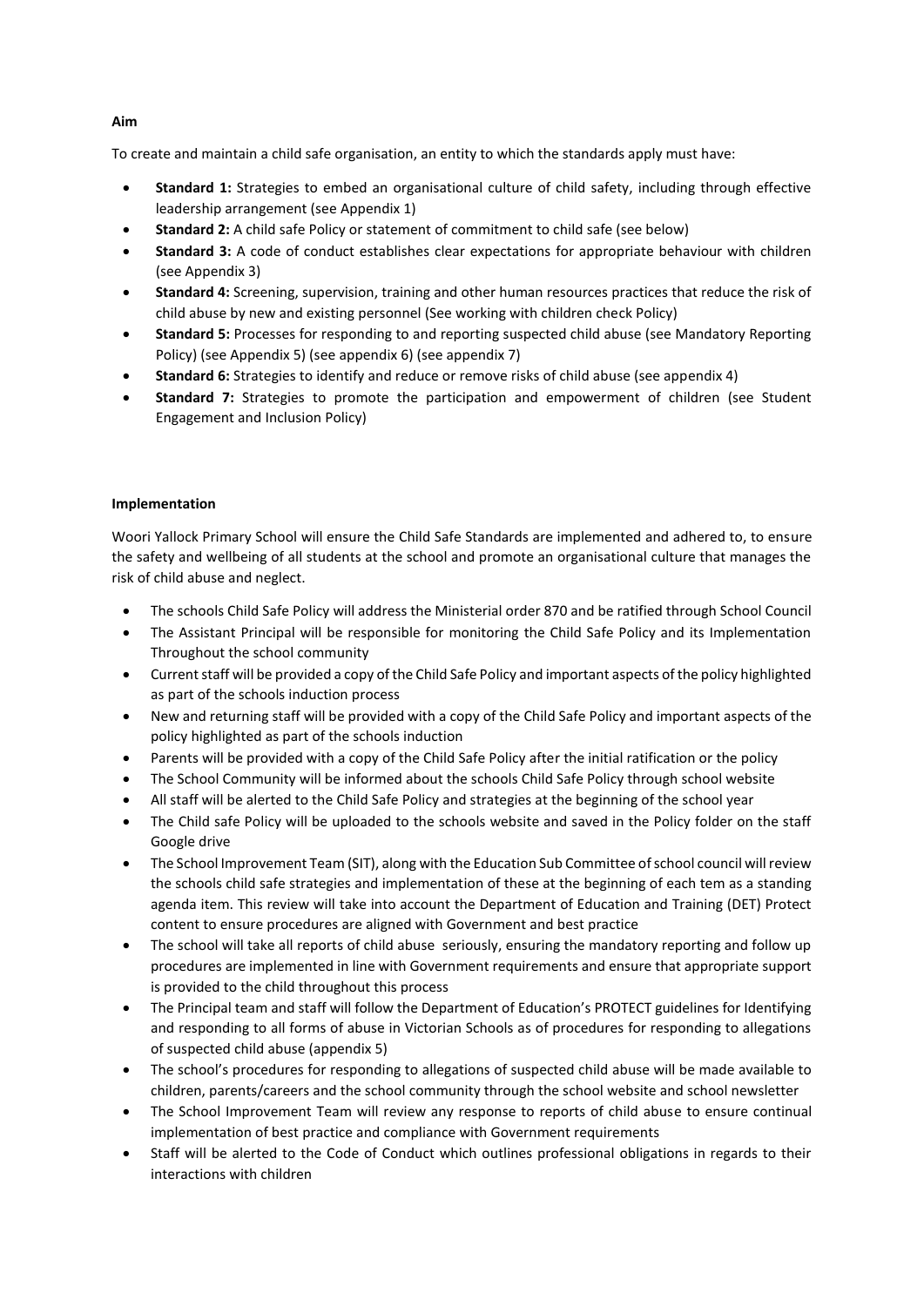**Aim**

To create and maintain a child safe organisation, an entity to which the standards apply must have:

- **Standard 1:** Strategies to embed an organisational culture of child safety, including through effective leadership arrangement (see Appendix 1)
- **Standard 2:** A child safe Policy or statement of commitment to child safe (see below)
- **Standard 3:** A code of conduct establishes clear expectations for appropriate behaviour with children (see Appendix 3)
- **Standard 4:** Screening, supervision, training and other human resources practices that reduce the risk of child abuse by new and existing personnel (See working with children check Policy)
- **Standard 5:** Processes for responding to and reporting suspected child abuse (see Mandatory Reporting Policy) (see Appendix 5) (see appendix 6) (see appendix 7)
- **Standard 6:** Strategies to identify and reduce or remove risks of child abuse (see appendix 4)
- **Standard 7:** Strategies to promote the participation and empowerment of children (see Student Engagement and Inclusion Policy)

**Implementation**

Woori Yallock Primary School will ensure the Child Safe Standards are implemented and adhered to, to ensure the safety and wellbeing of all students at the school and promote an organisational culture that manages the risk of child abuse and neglect.

- The schools Child Safe Policy will address the Ministerial order 870 and be ratified through School Council
- The Assistant Principal will be responsible for monitoring the Child Safe Policy and its Implementation Throughout the school community
- Current staff will be provided a copy of the Child Safe Policy and important aspects of the policy highlighted as part of the schools induction process
- New and returning staff will be provided with a copy of the Child Safe Policy and important aspects of the policy highlighted as part of the schools induction
- Parents will be provided with a copy of the Child Safe Policy after the initial ratification or the policy
- The School Community will be informed about the schools Child Safe Policy through school website
- All staff will be alerted to the Child Safe Policy and strategies at the beginning of the school year
- The Child safe Policy will be uploaded to the schools website and saved in the Policy folder on the staff Google drive
- The School Improvement Team (SIT), along with the Education Sub Committee of school council will review the schools child safe strategies and implementation of these at the beginning of each tem as a standing agenda item. This review will take into account the Department of Education and Training (DET) Protect content to ensure procedures are aligned with Government and best practice
- The school will take all reports of child abuse seriously, ensuring the mandatory reporting and follow up procedures are implemented in line with Government requirements and ensure that appropriate support is provided to the child throughout this process
- The Principal team and staff will follow the Department of Education's PROTECT guidelines for Identifying and responding to all forms of abuse in Victorian Schools as of procedures for responding to allegations of suspected child abuse (appendix 5)
- The school's procedures for responding to allegations of suspected child abuse will be made available to children, parents/careers and the school community through the school website and school newsletter
- The School Improvement Team will review any response to reports of child abuse to ensure continual implementation of best practice and compliance with Government requirements
- Staff will be alerted to the Code of Conduct which outlines professional obligations in regards to their interactions with children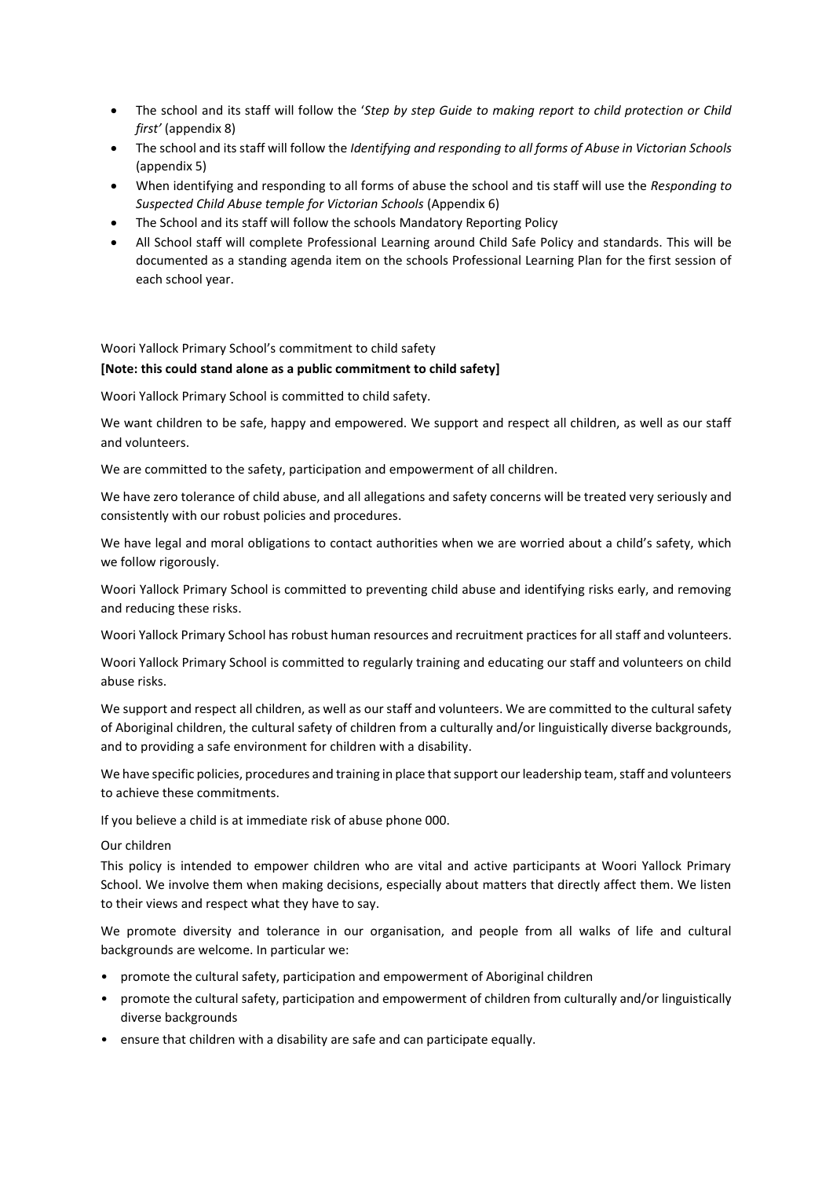- The school and its staff will follow the '*Step by step Guide to making report to child protection or Child first'* (appendix 8)
- The school and its staff will follow the *Identifying and responding to all forms of Abuse in Victorian Schools* (appendix 5)
- When identifying and responding to all forms of abuse the school and tis staff will use the *Responding to Suspected Child Abuse temple for Victorian Schools* (Appendix 6)
- The School and its staff will follow the schools Mandatory Reporting Policy
- All School staff will complete Professional Learning around Child Safe Policy and standards. This will be documented as a standing agenda item on the schools Professional Learning Plan for the first session of each school year.

Woori Yallock Primary School's commitment to child safety

**[Note: this could stand alone as a public commitment to child safety]**

Woori Yallock Primary School is committed to child safety.

We want children to be safe, happy and empowered. We support and respect all children, as well as our staff and volunteers.

We are committed to the safety, participation and empowerment of all children.

We have zero tolerance of child abuse, and all allegations and safety concerns will be treated very seriously and consistently with our robust policies and procedures.

We have legal and moral obligations to contact authorities when we are worried about a child's safety, which we follow rigorously.

Woori Yallock Primary School is committed to preventing child abuse and identifying risks early, and removing and reducing these risks.

Woori Yallock Primary School has robust human resources and recruitment practices for all staff and volunteers.

Woori Yallock Primary School is committed to regularly training and educating our staff and volunteers on child abuse risks.

We support and respect all children, as well as our staff and volunteers. We are committed to the cultural safety of Aboriginal children, the cultural safety of children from a culturally and/or linguistically diverse backgrounds, and to providing a safe environment for children with a disability.

We have specific policies, procedures and training in place that support our leadership team, staff and volunteers to achieve these commitments.

If you believe a child is at immediate risk of abuse phone 000.

Our children

This policy is intended to empower children who are vital and active participants at Woori Yallock Primary School. We involve them when making decisions, especially about matters that directly affect them. We listen to their views and respect what they have to say.

We promote diversity and tolerance in our organisation, and people from all walks of life and cultural backgrounds are welcome. In particular we:

- promote the cultural safety, participation and empowerment of Aboriginal children
- promote the cultural safety, participation and empowerment of children from culturally and/or linguistically diverse backgrounds
- ensure that children with a disability are safe and can participate equally.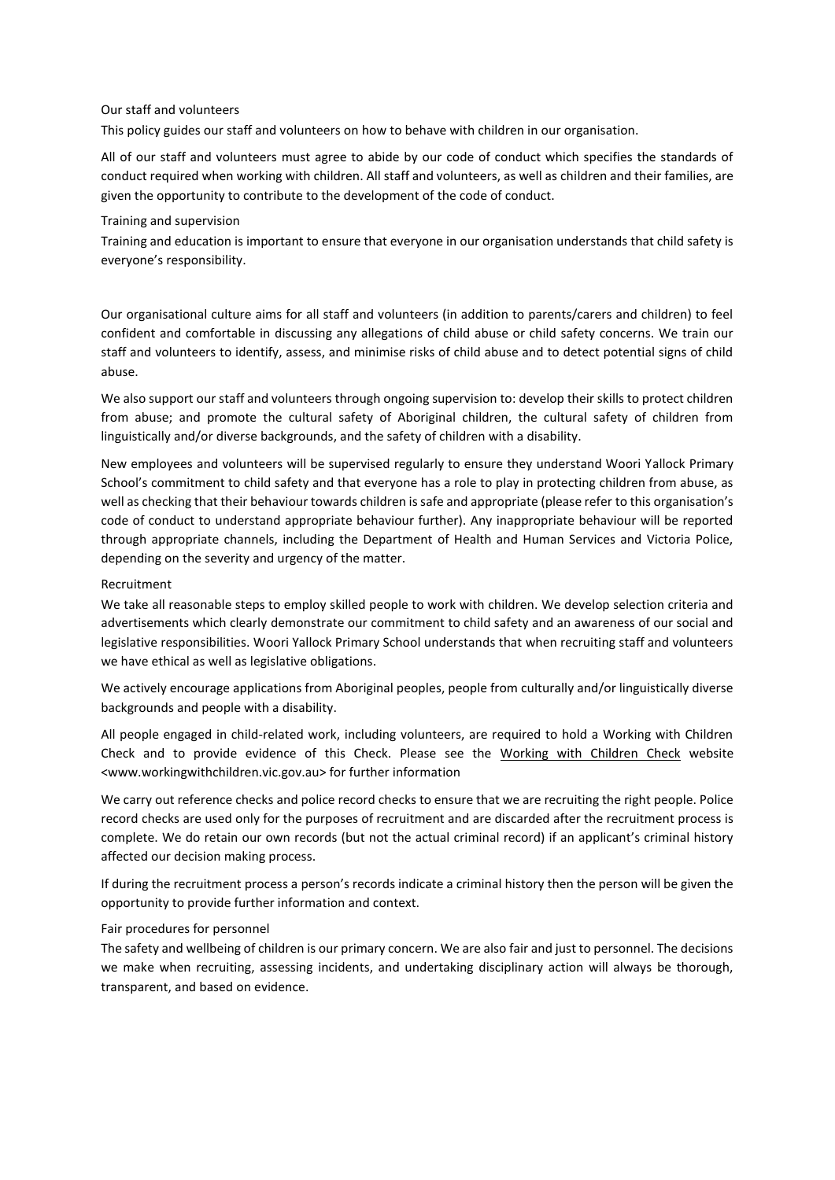## Our staff and volunteers

This policy guides our staff and volunteers on how to behave with children in our organisation.

All of our staff and volunteers must agree to abide by our code of conduct which specifies the standards of conduct required when working with children. All staff and volunteers, as well as children and their families, are given the opportunity to contribute to the development of the code of conduct.

## Training and supervision

Training and education is important to ensure that everyone in our organisation understands that child safety is everyone's responsibility.

Our organisational culture aims for all staff and volunteers (in addition to parents/carers and children) to feel confident and comfortable in discussing any allegations of child abuse or child safety concerns. We train our staff and volunteers to identify, assess, and minimise risks of child abuse and to detect potential signs of child abuse.

We also support our staff and volunteers through ongoing supervision to: develop their skills to protect children from abuse; and promote the cultural safety of Aboriginal children, the cultural safety of children from linguistically and/or diverse backgrounds, and the safety of children with a disability.

New employees and volunteers will be supervised regularly to ensure they understand Woori Yallock Primary School's commitment to child safety and that everyone has a role to play in protecting children from abuse, as well as checking that their behaviour towards children is safe and appropriate (please refer to this organisation's code of conduct to understand appropriate behaviour further). Any inappropriate behaviour will be reported through appropriate channels, including the Department of Health and Human Services and Victoria Police, depending on the severity and urgency of the matter.

## Recruitment

We take all reasonable steps to employ skilled people to work with children. We develop selection criteria and advertisements which clearly demonstrate our commitment to child safety and an awareness of our social and legislative responsibilities. Woori Yallock Primary School understands that when recruiting staff and volunteers we have ethical as well as legislative obligations.

We actively encourage applications from Aboriginal peoples, people from culturally and/or linguistically diverse backgrounds and people with a disability.

All people engaged in child-related work, including volunteers, are required to hold a Working with Children Check and to provide evidence of this Check. Please see the Working with Children Check website <www.workingwithchildren.vic.gov.au> for further information

We carry out reference checks and police record checks to ensure that we are recruiting the right people. Police record checks are used only for the purposes of recruitment and are discarded after the recruitment process is complete. We do retain our own records (but not the actual criminal record) if an applicant's criminal history affected our decision making process.

If during the recruitment process a person's records indicate a criminal history then the person will be given the opportunity to provide further information and context.

## Fair procedures for personnel

The safety and wellbeing of children is our primary concern. We are also fair and just to personnel. The decisions we make when recruiting, assessing incidents, and undertaking disciplinary action will always be thorough, transparent, and based on evidence.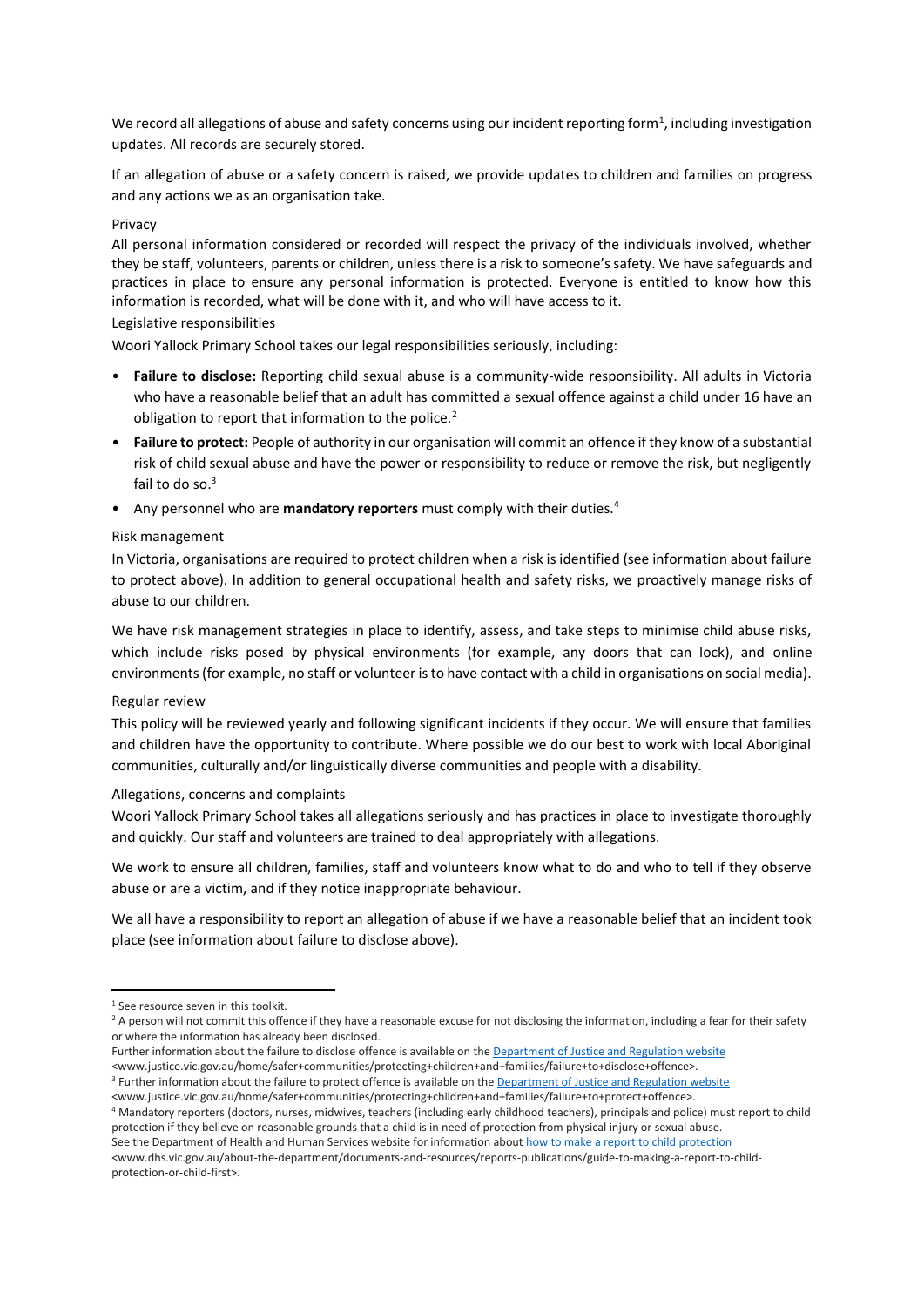We record all allegations of abuse and safety concerns using our incident reporting form[1], including investigation updates. All records are securely stored.

If an allegation of abuse or a safety concern is raised, we provide updates to children and families on progress and any actions we as an organisation take.

### Privacy

All personal information considered or recorded will respect the privacy of the individuals involved, whether they be staff, volunteers, parents or children, unless there is a risk to someone's safety. We have safeguards and practices in place to ensure any personal information is protected. Everyone is entitled to know how this information is recorded, what will be done with it, and who will have access to it.

### Legislative responsibilities

Woori Yallock Primary School takes our legal responsibilities seriously, including:

- **Failure to disclose:** Reporting child sexual abuse is a community-wide responsibility. All adults in Victoria who have a reasonable belief that an adult has committed a sexual offence against a child under 16 have an obligation to report that information to the police.[2]
- **Failure to protect:** People of authority in our organisation will commit an offence if they know of a substantial risk of child sexual abuse and have the power or responsibility to reduce or remove the risk, but negligently fail to do so.[3]
- Any personnel who are **mandatory reporters** must comply with their duties.[4]

### Risk management

In Victoria, organisations are required to protect children when a risk is identified (see information about failure to protect above). In addition to general occupational health and safety risks, we proactively manage risks of abuse to our children.

We have risk management strategies in place to identify, assess, and take steps to minimise child abuse risks, which include risks posed by physical environments (for example, any doors that can lock), and online environments (for example, no staff or volunteer is to have contact with a child in organisations on social media).

### Regular review

This policy will be reviewed yearly and following significant incidents if they occur. We will ensure that families and children have the opportunity to contribute. Where possible we do our best to work with local Aboriginal communities, culturally and/or linguistically diverse communities and people with a disability.

### Allegations, concerns and complaints

Woori Yallock Primary School takes all allegations seriously and has practices in place to investigate thoroughly and quickly. Our staff and volunteers are trained to deal appropriately with allegations.

We work to ensure all children, families, staff and volunteers know what to do and who to tell if they observe abuse or are a victim, and if they notice inappropriate behaviour.

We all have a responsibility to report an allegation of abuse if we have a reasonable belief that an incident took place (see information about failure to disclose above).

---

[1] See resource seven in this toolkit.

[2] A person will not commit this offence if they have a reasonable excuse for not disclosing the information, including a fear for their safety or where the information has already been disclosed.
Further information about the failure to disclose offence is available on the Department of Justice and Regulation website <www.justice.vic.gov.au/home/safer+communities/protecting+children+and+families/failure+to+disclose+offence>.

[3] Further information about the failure to protect offence is available on the Department of Justice and Regulation website <www.justice.vic.gov.au/home/safer+communities/protecting+children+and+families/failure+to+protect+offence>.

[4] Mandatory reporters (doctors, nurses, midwives, teachers (including early childhood teachers), principals and police) must report to child protection if they believe on reasonable grounds that a child is in need of protection from physical injury or sexual abuse.
See the Department of Health and Human Services website for information about how to make a report to child protection <www.dhs.vic.gov.au/about-the-department/documents-and-resources/reports-publications/guide-to-making-a-report-to-child-protection-or-child-first>.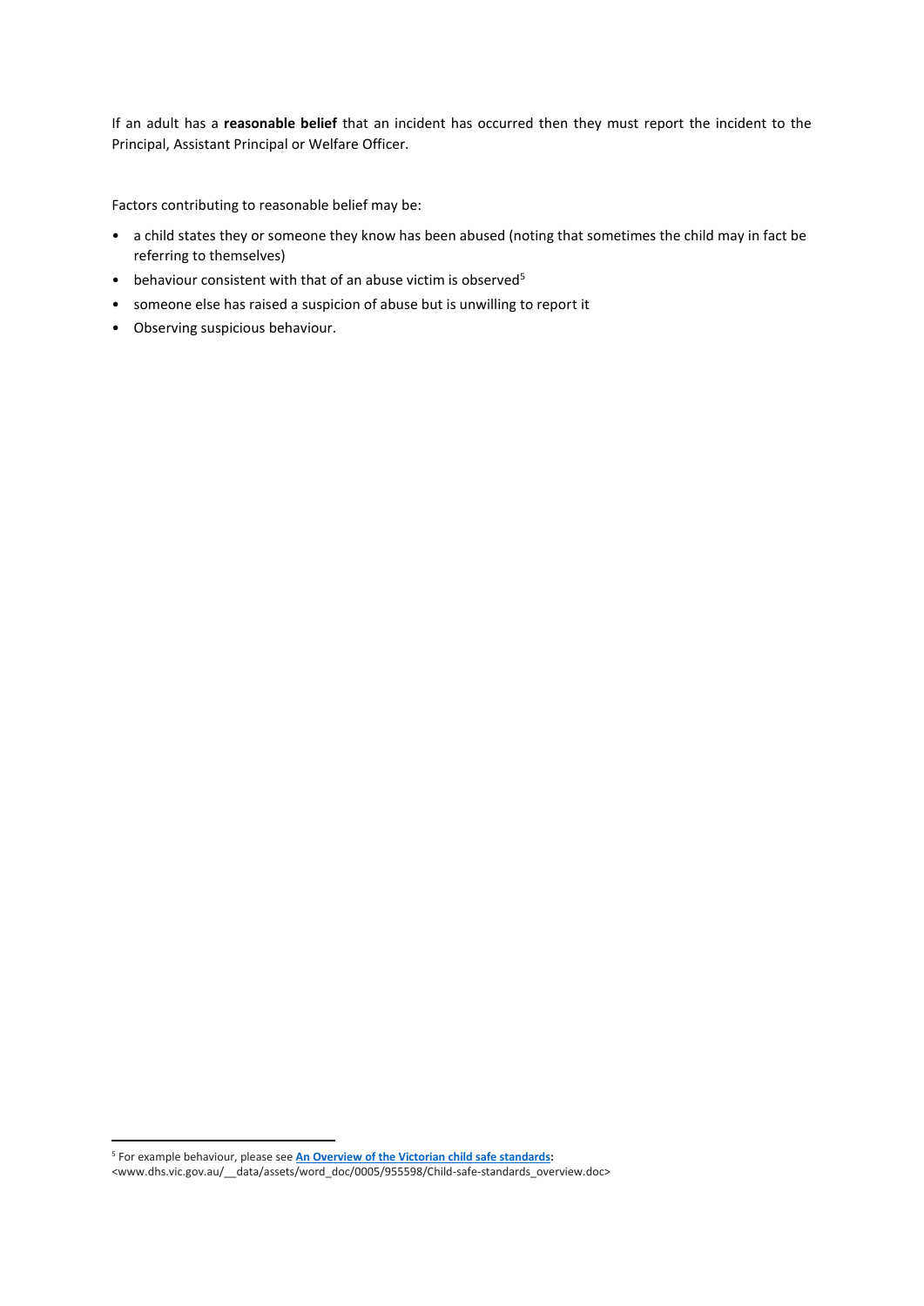If an adult has a **reasonable belief** that an incident has occurred then they must report the incident to the Principal, Assistant Principal or Welfare Officer.

Factors contributing to reasonable belief may be:

- a child states they or someone they know has been abused (noting that sometimes the child may in fact be referring to themselves)
- behaviour consistent with that of an abuse victim is observed[5]
- someone else has raised a suspicion of abuse but is unwilling to report it
- Observing suspicious behaviour.

---

[5] For example behaviour, please see **An Overview of the Victorian child safe standards:** <www.dhs.vic.gov.au/__data/assets/word_doc/0005/955598/Child-safe-standards_overview.doc>